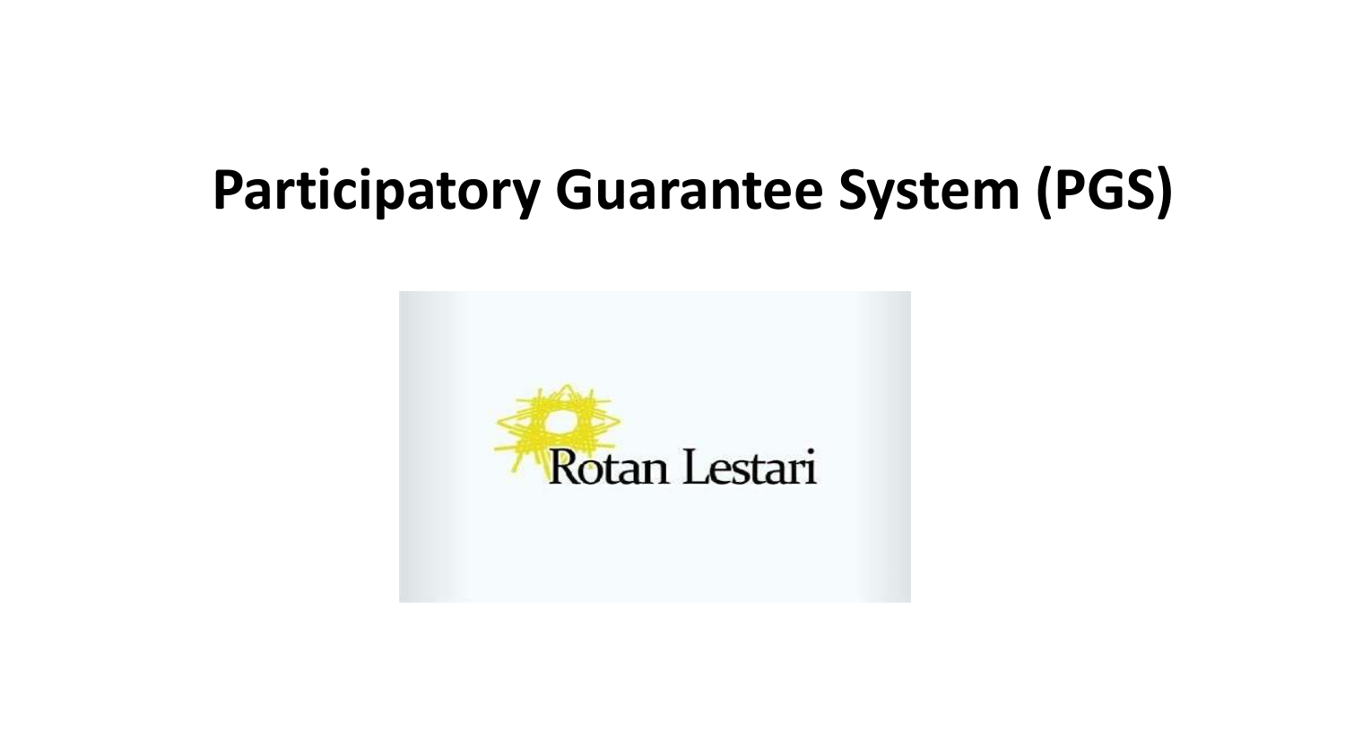# Participatory Guarantee System (PGS)

Rotan Lestari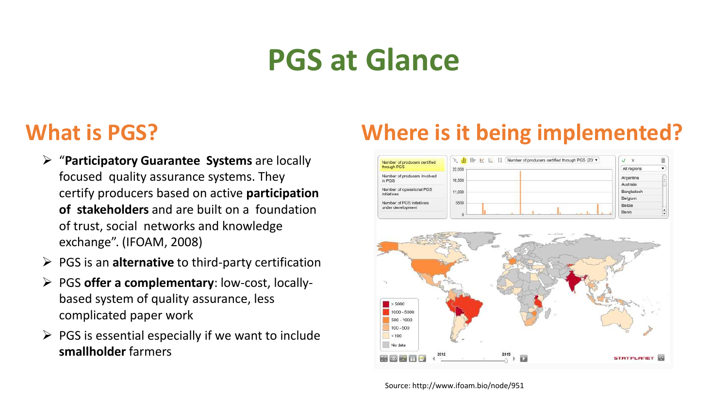# PGS at Glance

## What is PGS?

- "**Participatory Guarantee Systems** are locally focused quality assurance systems. They certify producers based on active **participation of stakeholders** and are built on a foundation of trust, social networks and knowledge exchange". (IFOAM, 2008)
- PGS is an **alternative** to third-party certification
- PGS **offer a complementary**: low-cost, locally-based system of quality assurance, less complicated paper work
- PGS is essential especially if we want to include **smallholder** farmers

## Where is it being implemented?

Source: http://www.ifoam.bio/node/951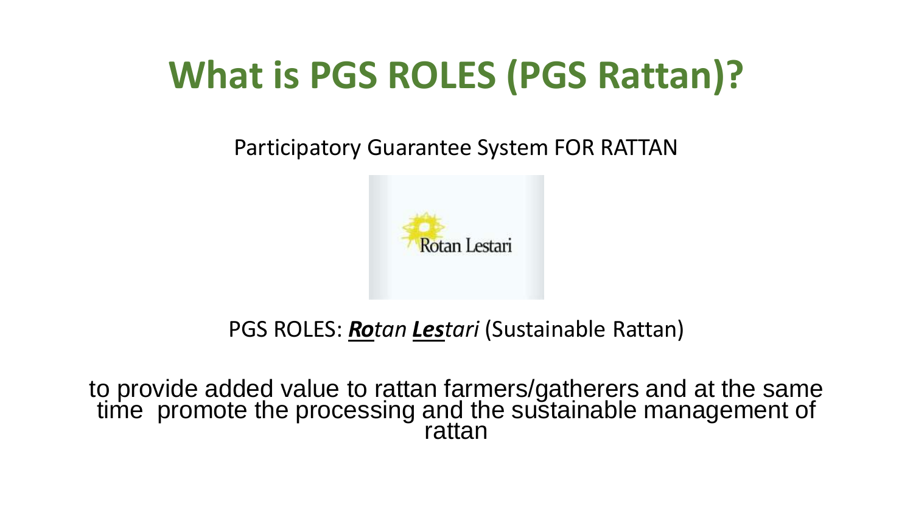# What is PGS ROLES (PGS Rattan)?

Participatory Guarantee System FOR RATTAN

Rotan Lestari

PGS ROLES: ***Ro***_tan_ ***Les***_tari_ (Sustainable Rattan)

to provide added value to rattan farmers/gatherers and at the same time promote the processing and the sustainable management of rattan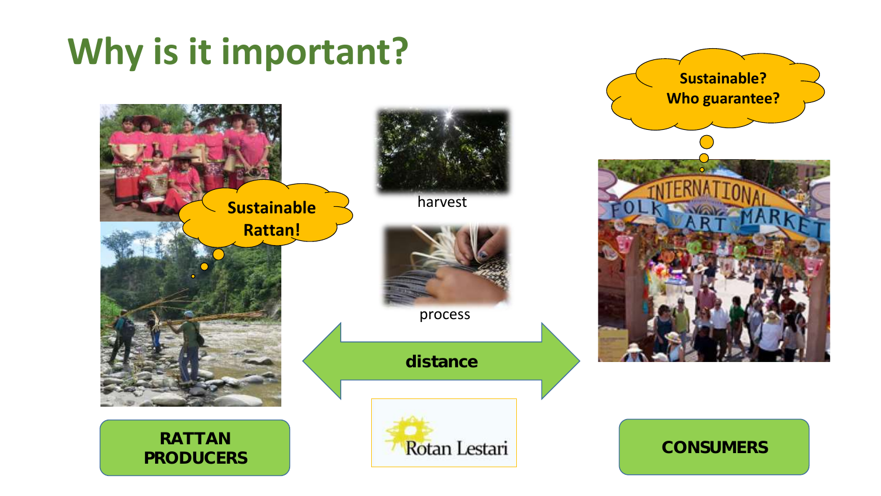# Why is it important?

Sustainable Rattan!

harvest

process

distance

Rotan Lestari

Sustainable?
Who guarantee?

**RATTAN PRODUCERS**

**CONSUMERS**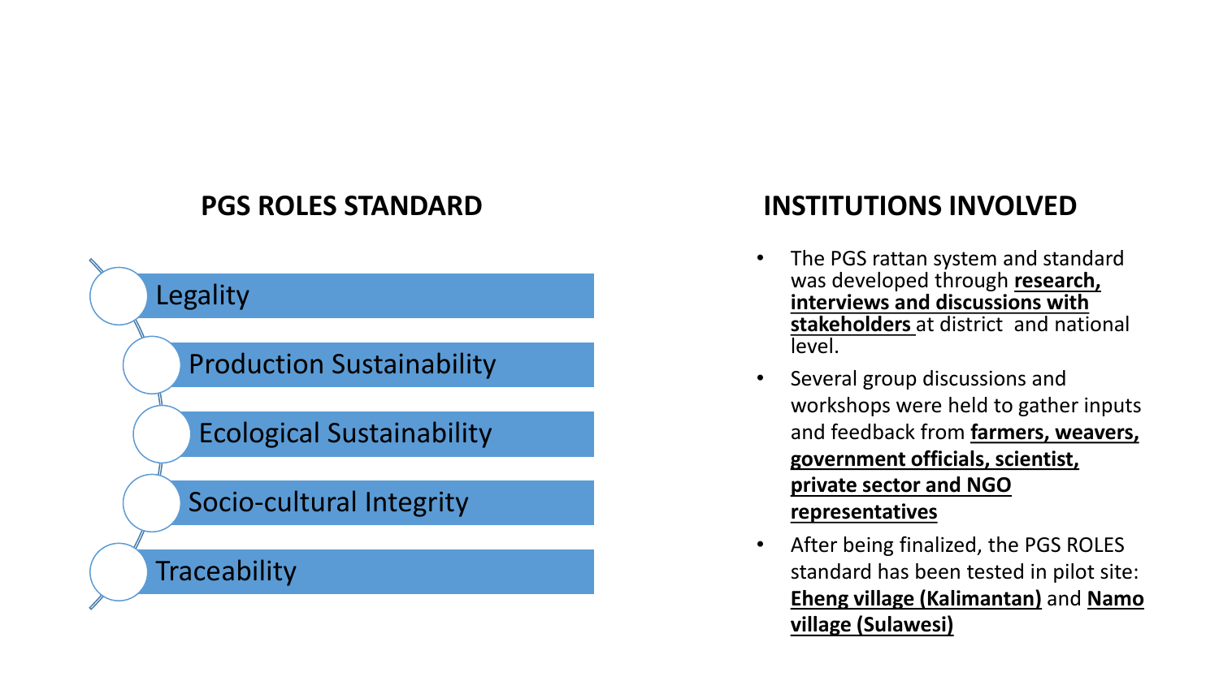## PGS ROLES STANDARD

- Legality
- Production Sustainability
- Ecological Sustainability
- Socio-cultural Integrity
- Traceability

## INSTITUTIONS INVOLVED

- The PGS rattan system and standard was developed through **research, interviews and discussions with stakeholders** at district and national level.
- Several group discussions and workshops were held to gather inputs and feedback from **farmers, weavers, government officials, scientist, private sector and NGO representatives**
- After being finalized, the PGS ROLES standard has been tested in pilot site: **Eheng village (Kalimantan)** and **Namo village (Sulawesi)**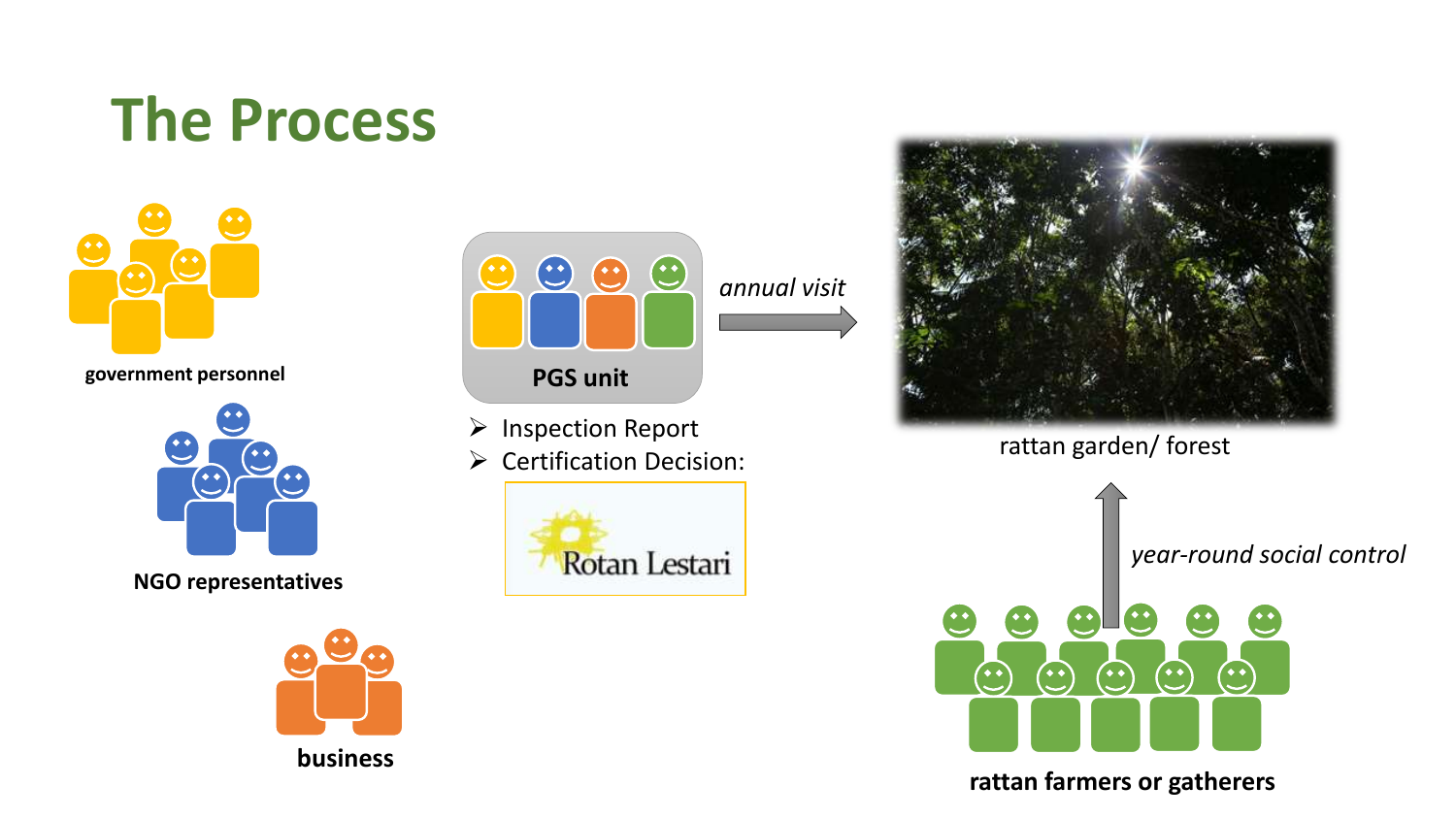# The Process

government personnel

NGO representatives

business

PGS unit

*annual visit*

- Inspection Report
- Certification Decision:

Rotan Lestari

rattan garden/ forest

*year-round social control*

rattan farmers or gatherers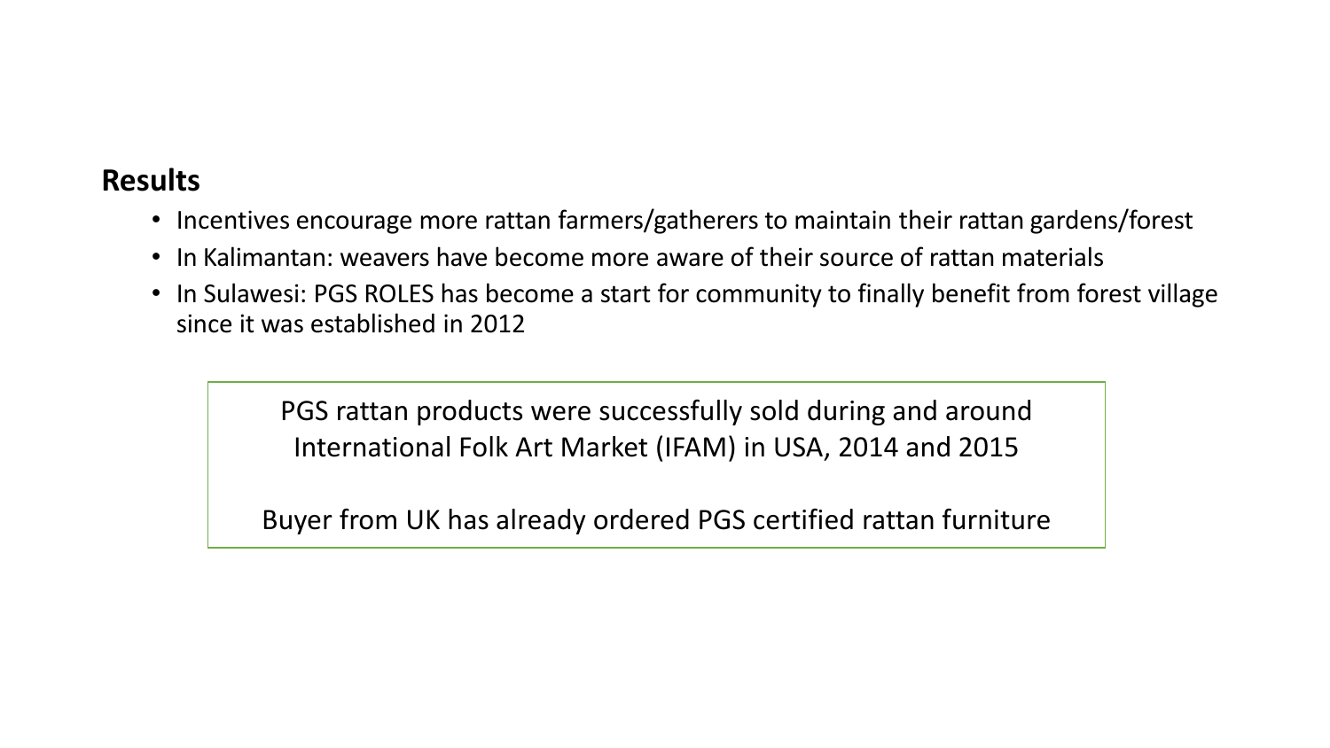## Results

- Incentives encourage more rattan farmers/gatherers to maintain their rattan gardens/forest
- In Kalimantan: weavers have become more aware of their source of rattan materials
- In Sulawesi: PGS ROLES has become a start for community to finally benefit from forest village since it was established in 2012

> PGS rattan products were successfully sold during and around International Folk Art Market (IFAM) in USA, 2014 and 2015
>
> Buyer from UK has already ordered PGS certified rattan furniture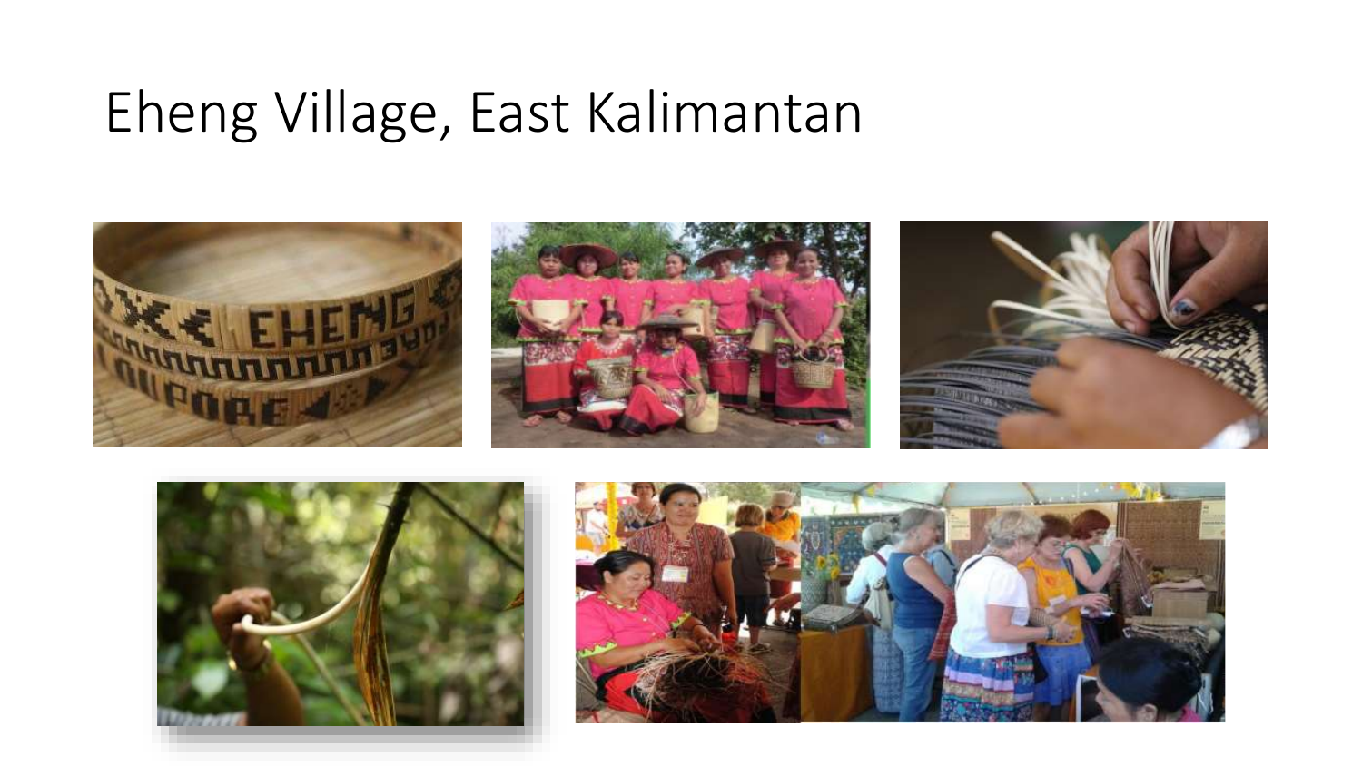# Eheng Village, East Kalimantan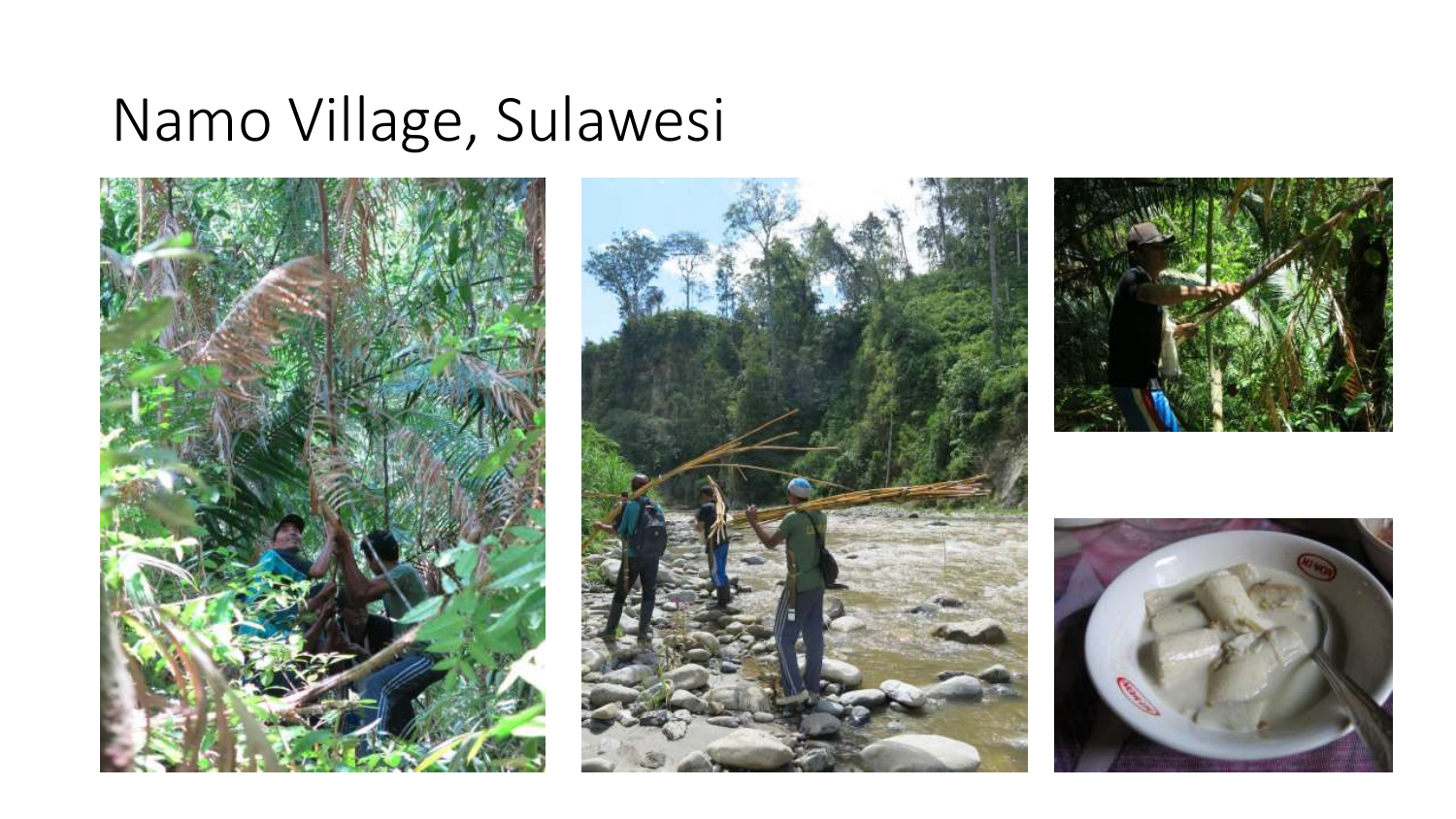# Namo Village, Sulawesi